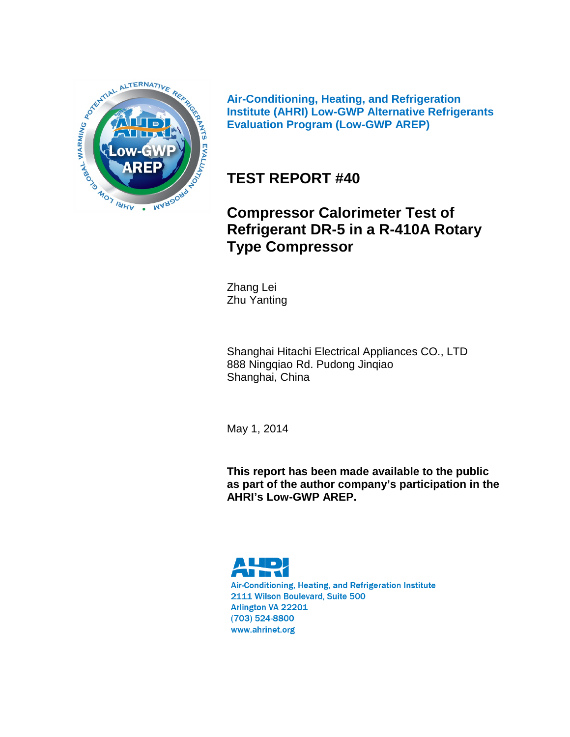**Air-Conditioning, Heating, and Refrigeration Institute (AHRI) Low-GWP Alternative Refrigerants Evaluation Program (Low-GWP AREP)**

# TEST REPORT #40

## Compressor Calorimeter Test of Refrigerant DR-5 in a R-410A Rotary Type Compressor

Zhang Lei
Zhu Yanting

Shanghai Hitachi Electrical Appliances CO., LTD
888 Ningqiao Rd. Pudong Jinqiao
Shanghai, China

May 1, 2014

**This report has been made available to the public as part of the author company's participation in the AHRI's Low-GWP AREP.**

AHRI

Air-Conditioning, Heating, and Refrigeration Institute
2111 Wilson Boulevard, Suite 500
Arlington VA 22201
(703) 524-8800
www.ahrinet.org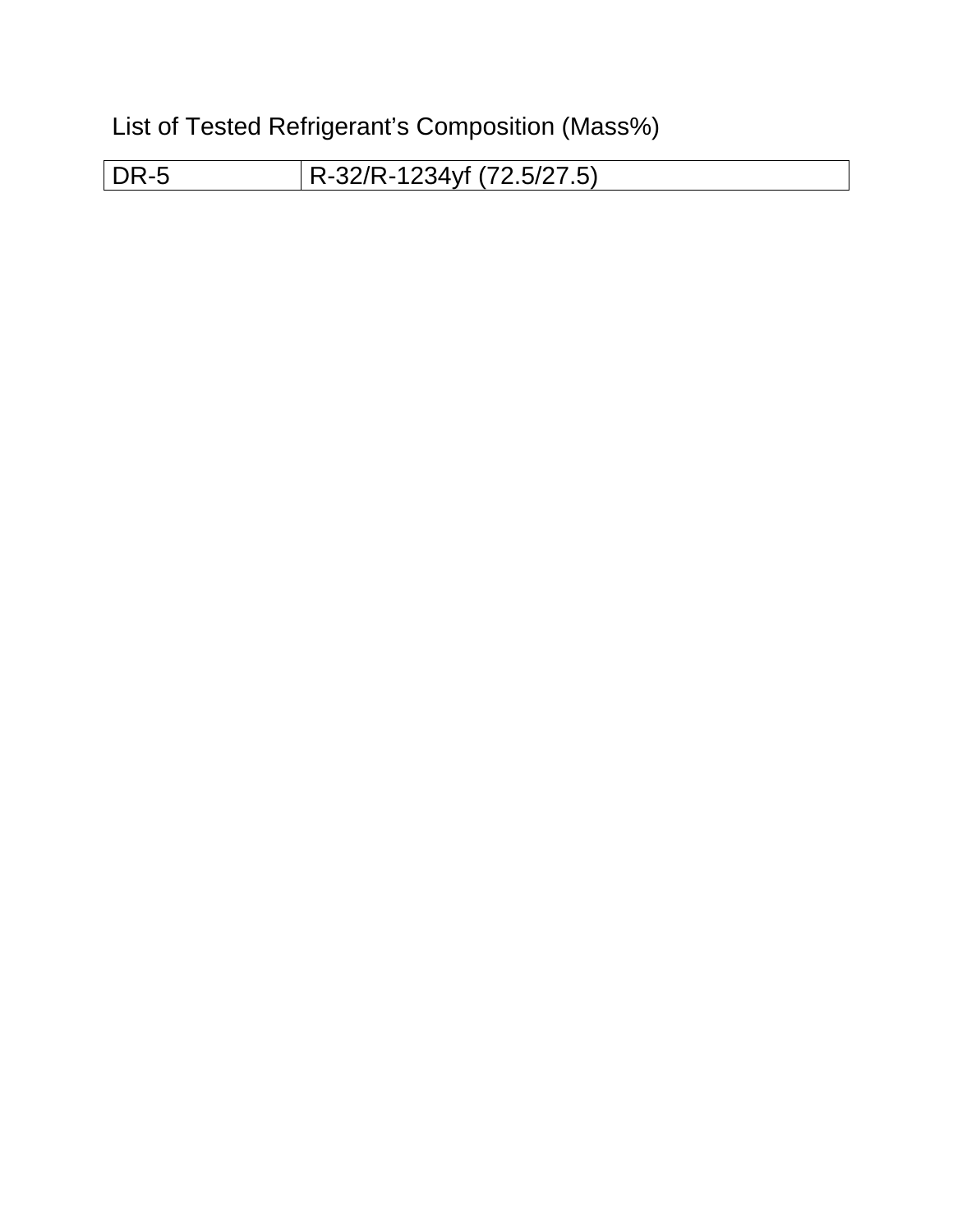List of Tested Refrigerant's Composition (Mass%)

| DR-5 | R-32/R-1234yf (72.5/27.5) |
|---|---|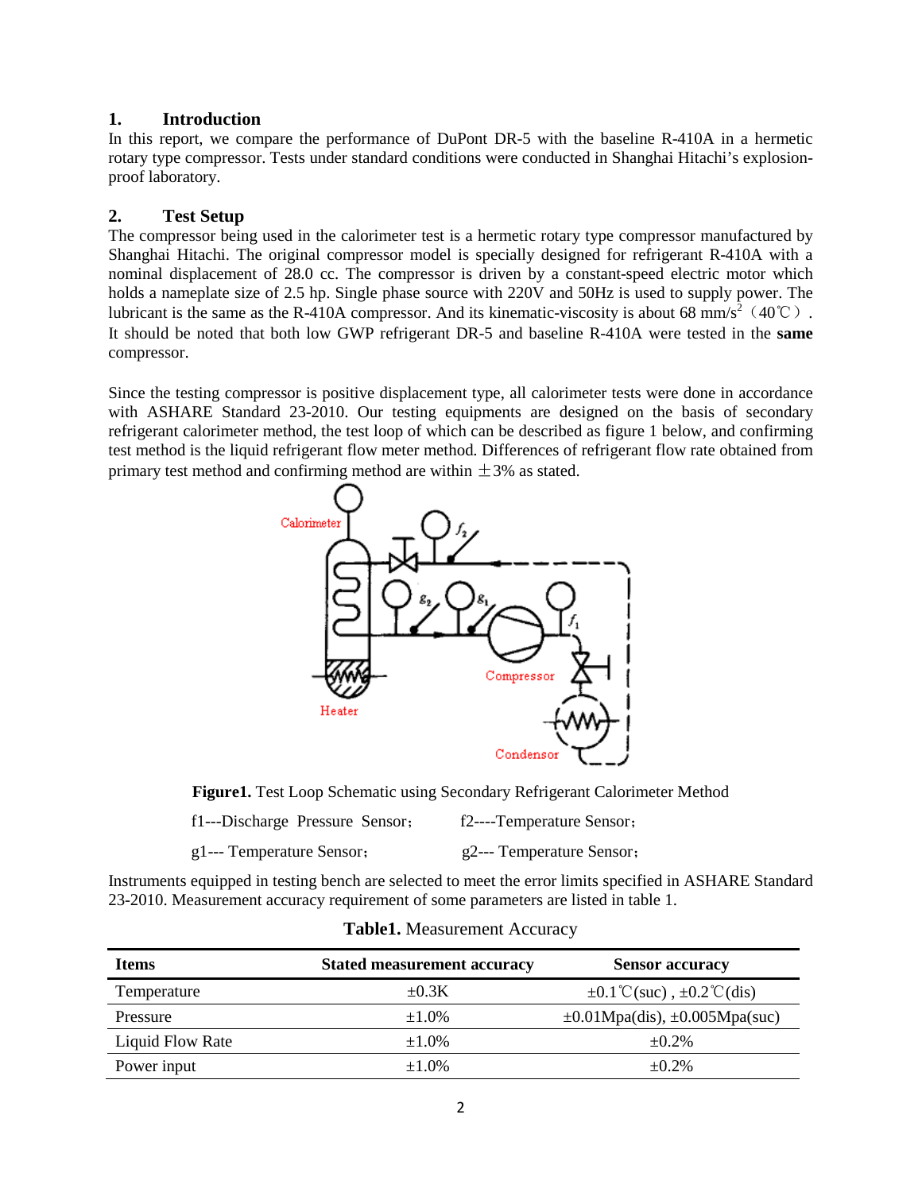## 1. Introduction

In this report, we compare the performance of DuPont DR-5 with the baseline R-410A in a hermetic rotary type compressor. Tests under standard conditions were conducted in Shanghai Hitachi's explosion-proof laboratory.

## 2. Test Setup

The compressor being used in the calorimeter test is a hermetic rotary type compressor manufactured by Shanghai Hitachi. The original compressor model is specially designed for refrigerant R-410A with a nominal displacement of 28.0 cc. The compressor is driven by a constant-speed electric motor which holds a nameplate size of 2.5 hp. Single phase source with 220V and 50Hz is used to supply power. The lubricant is the same as the R-410A compressor. And its kinematic-viscosity is about 68 $mm/s^2$（40℃）. It should be noted that both low GWP refrigerant DR-5 and baseline R-410A were tested in the **same** compressor.

Since the testing compressor is positive displacement type, all calorimeter tests were done in accordance with ASHARE Standard 23-2010. Our testing equipments are designed on the basis of secondary refrigerant calorimeter method, the test loop of which can be described as figure 1 below, and confirming test method is the liquid refrigerant flow meter method. Differences of refrigerant flow rate obtained from primary test method and confirming method are within ±3% as stated.

**Figure1.** Test Loop Schematic using Secondary Refrigerant Calorimeter Method

$f_1$---Discharge Pressure Sensor; $f_2$----Temperature Sensor;

$g_1$--- Temperature Sensor; $g_2$--- Temperature Sensor;

Instruments equipped in testing bench are selected to meet the error limits specified in ASHARE Standard 23-2010. Measurement accuracy requirement of some parameters are listed in table 1.

**Table1.** Measurement Accuracy

| Items | Stated measurement accuracy | Sensor accuracy |
|---|---|---|
| Temperature | ±0.3K | ±0.1℃(suc) , ±0.2℃(dis) |
| Pressure | ±1.0% | ±0.01Mpa(dis), ±0.005Mpa(suc) |
| Liquid Flow Rate | ±1.0% | ±0.2% |
| Power input | ±1.0% | ±0.2% |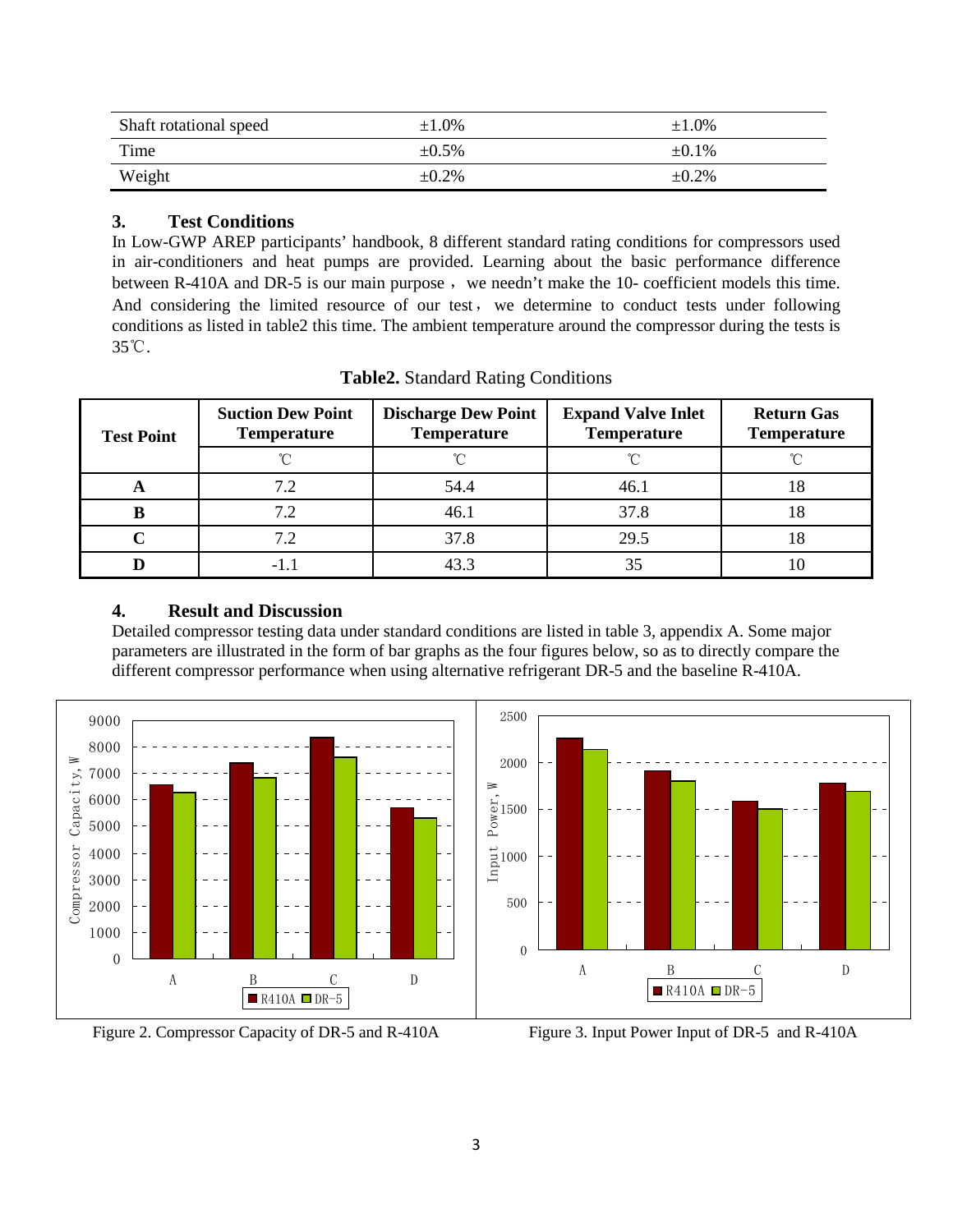| Shaft rotational speed | ±1.0% | ±1.0% |
|---|---|---|
| Time | ±0.5% | ±0.1% |
| Weight | ±0.2% | ±0.2% |

### 3. Test Conditions

In Low-GWP AREP participants' handbook, 8 different standard rating conditions for compressors used in air-conditioners and heat pumps are provided. Learning about the basic performance difference between R-410A and DR-5 is our main purpose， we needn't make the 10- coefficient models this time. And considering the limited resource of our test， we determine to conduct tests under following conditions as listed in table2 this time. The ambient temperature around the compressor during the tests is 35℃.

**Table2.** Standard Rating Conditions

| Test Point | Suction Dew Point Temperature | Discharge Dew Point Temperature | Expand Valve Inlet Temperature | Return Gas Temperature |
|---|---|---|---|---|
| | ℃ | ℃ | ℃ | ℃ |
| A | 7.2 | 54.4 | 46.1 | 18 |
| B | 7.2 | 46.1 | 37.8 | 18 |
| C | 7.2 | 37.8 | 29.5 | 18 |
| D | -1.1 | 43.3 | 35 | 10 |

### 4. Result and Discussion

Detailed compressor testing data under standard conditions are listed in table 3, appendix A. Some major parameters are illustrated in the form of bar graphs as the four figures below, so as to directly compare the different compressor performance when using alternative refrigerant DR-5 and the baseline R-410A.

Figure 2. Compressor Capacity of DR-5 and R-410A

Figure 3. Input Power Input of DR-5 and R-410A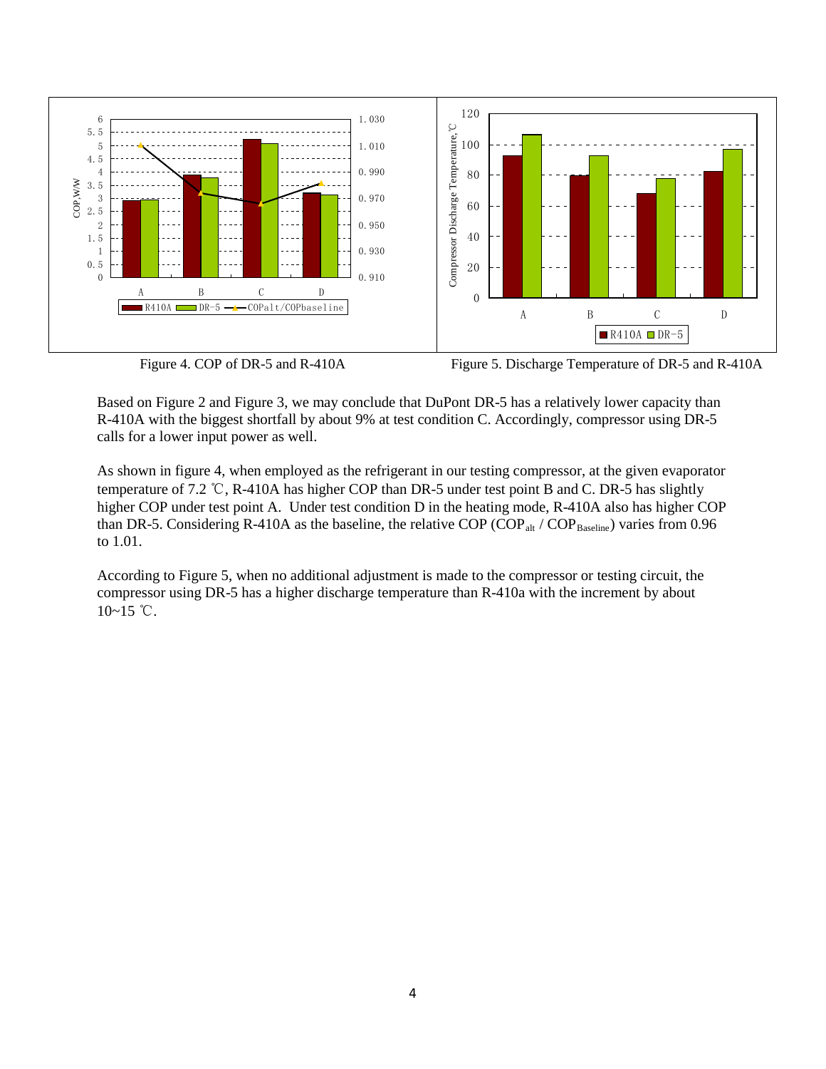Figure 4. COP of DR-5 and R-410A

Figure 5. Discharge Temperature of DR-5 and R-410A

Based on Figure 2 and Figure 3, we may conclude that DuPont DR-5 has a relatively lower capacity than R-410A with the biggest shortfall by about 9% at test condition C. Accordingly, compressor using DR-5 calls for a lower input power as well.

As shown in figure 4, when employed as the refrigerant in our testing compressor, at the given evaporator temperature of 7.2 ℃, R-410A has higher COP than DR-5 under test point B and C. DR-5 has slightly higher COP under test point A. Under test condition D in the heating mode, R-410A also has higher COP than DR-5. Considering R-410A as the baseline, the relative COP ($COP_{alt}$ / $COP_{Baseline}$) varies from 0.96 to 1.01.

According to Figure 5, when no additional adjustment is made to the compressor or testing circuit, the compressor using DR-5 has a higher discharge temperature than R-410a with the increment by about 10~15 ℃.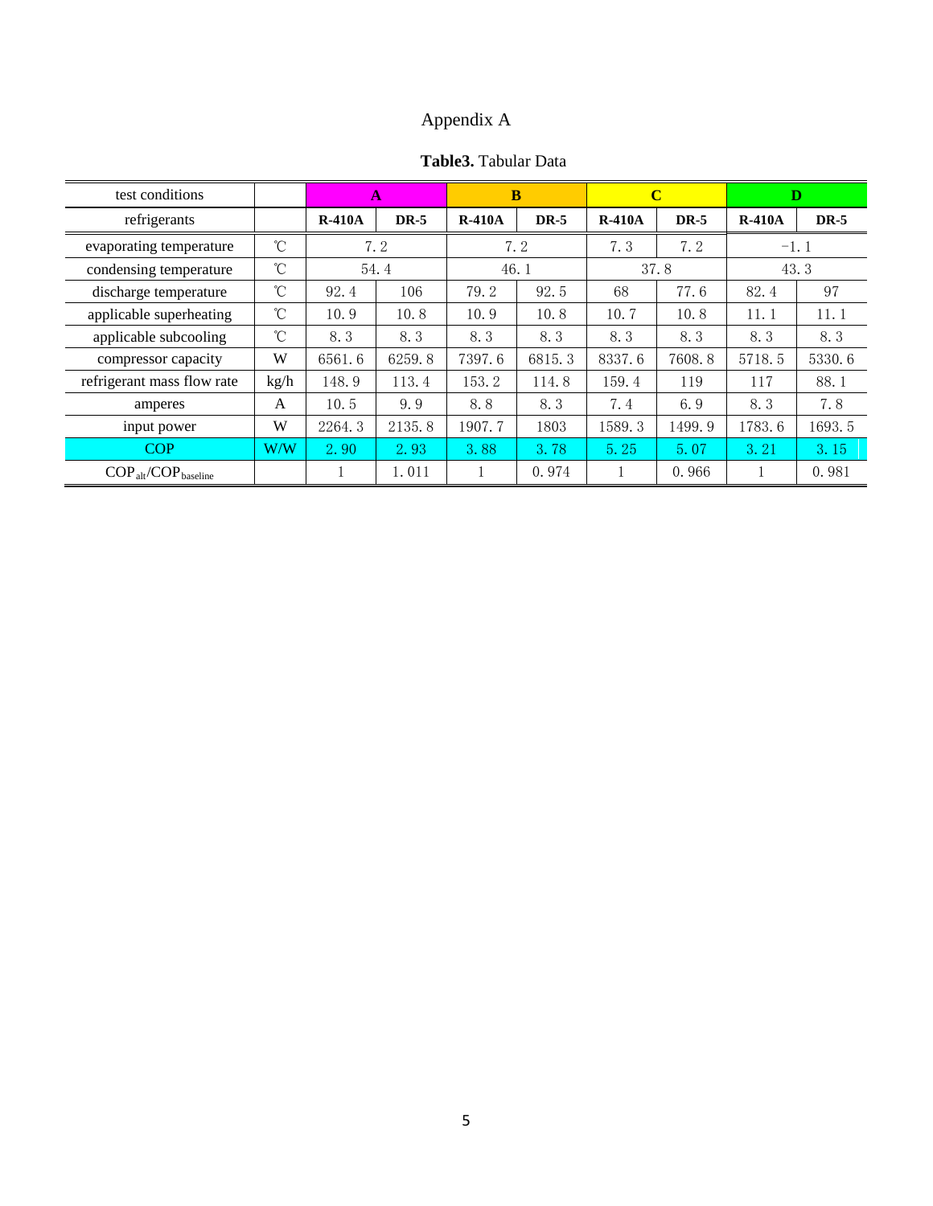# Appendix A

**Table3.** Tabular Data

| test conditions | | A | | B | | C | | D | |
|---|---|---|---|---|---|---|---|---|---|
| refrigerants | | **R-410A** | **DR-5** | **R-410A** | **DR-5** | **R-410A** | **DR-5** | **R-410A** | **DR-5** |
| evaporating temperature | ℃ | 7.2 | | 7.2 | | 7.3 | 7.2 | −1.1 | |
| condensing temperature | ℃ | 54.4 | | 46.1 | | 37.8 | | 43.3 | |
| discharge temperature | ℃ | 92.4 | 106 | 79.2 | 92.5 | 68 | 77.6 | 82.4 | 97 |
| applicable superheating | ℃ | 10.9 | 10.8 | 10.9 | 10.8 | 10.7 | 10.8 | 11.1 | 11.1 |
| applicable subcooling | ℃ | 8.3 | 8.3 | 8.3 | 8.3 | 8.3 | 8.3 | 8.3 | 8.3 |
| compressor capacity | W | 6561.6 | 6259.8 | 7397.6 | 6815.3 | 8337.6 | 7608.8 | 5718.5 | 5330.6 |
| refrigerant mass flow rate | kg/h | 148.9 | 113.4 | 153.2 | 114.8 | 159.4 | 119 | 117 | 88.1 |
| amperes | A | 10.5 | 9.9 | 8.8 | 8.3 | 7.4 | 6.9 | 8.3 | 7.8 |
| input power | W | 2264.3 | 2135.8 | 1907.7 | 1803 | 1589.3 | 1499.9 | 1783.6 | 1693.5 |
| COP | W/W | 2.90 | 2.93 | 3.88 | 3.78 | 5.25 | 5.07 | 3.21 | 3.15 |
| $COP_{alt}/COP_{baseline}$ | | 1 | 1.011 | 1 | 0.974 | 1 | 0.966 | 1 | 0.981 |